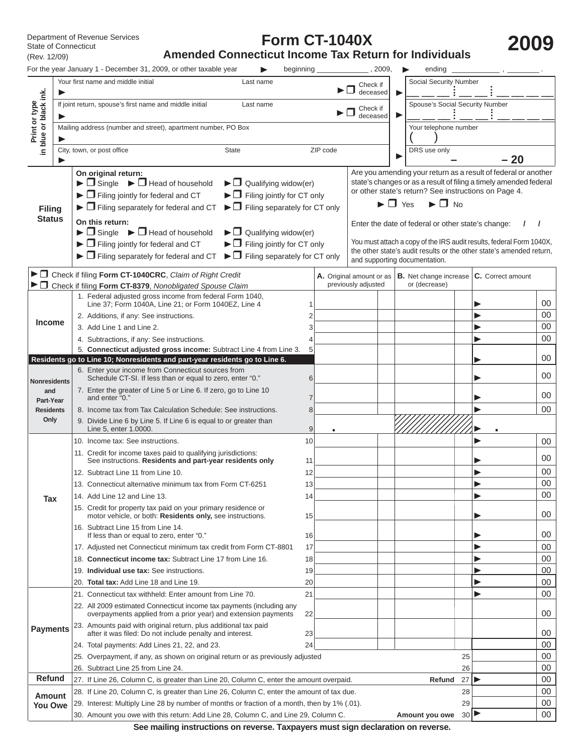Department of Revenue Services
State of Connecticut
(Rev. 12/09)

# Form CT-1040X

## Amended Connecticut Income Tax Return for Individuals

# 2009

For the year January 1 - December 31, 2009, or other taxable year ► beginning ____________ , 2009, ► ending ____________ , ________ .

**Print or type in blue or black ink.**

| | | | |
|---|---|---|---|
| Your first name and middle initial ► | Last name | ► ☐ Check if deceased | ► Social Security Number |
| If joint return, spouse's first name and middle initial ► | Last name | ► ☐ Check if deceased | ► Spouse's Social Security Number |
| Mailing address (number and street), apartment number, PO Box ► | | | Your telephone number ( ) |
| City, town, or post office ► | State | ZIP code | ► DRS use only – – 20 |

**Filing Status**

**On original return:**
► ☐ Single ► ☐ Head of household ► ☐ Qualifying widow(er)
► ☐ Filing jointly for federal and CT ► ☐ Filing jointly for CT only
► ☐ Filing separately for federal and CT ► ☐ Filing separately for CT only

**On this return:**
► ☐ Single ► ☐ Head of household ► ☐ Qualifying widow(er)
► ☐ Filing jointly for federal and CT ► ☐ Filing jointly for CT only
► ☐ Filing separately for federal and CT ► ☐ Filing separately for CT only

Are you amending your return as a result of federal or another state's changes or as a result of filing a timely amended federal or other state's return? See instructions on Page 4.

► ☐ Yes ► ☐ No

Enter the date of federal or other state's change: / /

You must attach a copy of the IRS audit results, federal Form 1040X, the other state's audit results or the other state's amended return, and supporting documentation.

► ☐ Check if filing **Form CT-1040CRC**, *Claim of Right Credit*
► ☐ Check if filing **Form CT-8379**, *Nonobligated Spouse Claim*

| Section | Line | | A. Original amount or as previously adjusted | B. Net change increase or (decrease) | C. Correct amount |
|---|---|---|---|---|---|
| **Income** | 1. Federal adjusted gross income from federal Form 1040, Line 37; Form 1040A, Line 21; or Form 1040EZ, Line 4 | 1 | | | ► 00 |
| | 2. Additions, if any: See instructions. | 2 | | | ► 00 |
| | 3. Add Line 1 and Line 2. | 3 | | | ► 00 |
| | 4. Subtractions, if any: See instructions. | 4 | | | ► 00 |
| | 5. **Connecticut adjusted gross income:** Subtract Line 4 from Line 3. | 5 | | | ► 00 |
| | **Residents go to Line 10; Nonresidents and part-year residents go to Line 6.** | | | | |
| **Nonresidents and Part-Year Residents Only** | 6. Enter your income from Connecticut sources from Schedule CT-SI. If less than or equal to zero, enter "0." | 6 | | | ► 00 |
| | 7. Enter the greater of Line 5 or Line 6. If zero, go to Line 10 and enter "0." | 7 | | | ► 00 |
| | 8. Income tax from Tax Calculation Schedule: See instructions. | 8 | | | ► 00 |
| | 9. Divide Line 6 by Line 5. If Line 6 is equal to or greater than Line 5, enter 1.0000. | 9 | . | | ► . |
| **Tax** | 10. Income tax: See instructions. | 10 | | | ► 00 |
| | 11. Credit for income taxes paid to qualifying jurisdictions: See instructions. **Residents and part-year residents only** | 11 | | | ► 00 |
| | 12. Subtract Line 11 from Line 10. | 12 | | | ► 00 |
| | 13. Connecticut alternative minimum tax from Form CT-6251 | 13 | | | ► 00 |
| | 14. Add Line 12 and Line 13. | 14 | | | ► 00 |
| | 15. Credit for property tax paid on your primary residence or motor vehicle, or both: **Residents only,** see instructions. | 15 | | | ► 00 |
| | 16. Subtract Line 15 from Line 14. If less than or equal to zero, enter "0." | 16 | | | ► 00 |
| | 17. Adjusted net Connecticut minimum tax credit from Form CT-8801 | 17 | | | ► 00 |
| | 18. **Connecticut income tax:** Subtract Line 17 from Line 16. | 18 | | | ► 00 |
| | 19. **Individual use tax:** See instructions. | 19 | | | ► 00 |
| | 20. **Total tax:** Add Line 18 and Line 19. | 20 | | | ► 00 |
| **Payments** | 21. Connecticut tax withheld: Enter amount from Line 70. | 21 | | | ► 00 |
| | 22. All 2009 estimated Connecticut income tax payments (including any overpayments applied from a prior year) and extension payments | 22 | | | 00 |
| | 23. Amounts paid with original return, plus additional tax paid after it was filed: Do not include penalty and interest. | 23 | | | 00 |
| | 24. Total payments: Add Lines 21, 22, and 23. | 24 | | | 00 |
| | 25. Overpayment, if any, as shown on original return or as previously adjusted | 25 | | | 00 |
| | 26. Subtract Line 25 from Line 24. | 26 | | | 00 |
| **Refund** | 27. If Line 26, Column C, is greater than Line 20, Column C, enter the amount overpaid. **Refund** | 27 | | | ► 00 |
| **Amount You Owe** | 28. If Line 20, Column C, is greater than Line 26, Column C, enter the amount of tax due. | 28 | | | 00 |
| | 29. Interest: Multiply Line 28 by number of months or fraction of a month, then by 1% (.01). | 29 | | | 00 |
| | 30. Amount you owe with this return: Add Line 28, Column C, and Line 29, Column C. **Amount you owe** | 30 | | | ► 00 |

**See mailing instructions on reverse. Taxpayers must sign declaration on reverse.**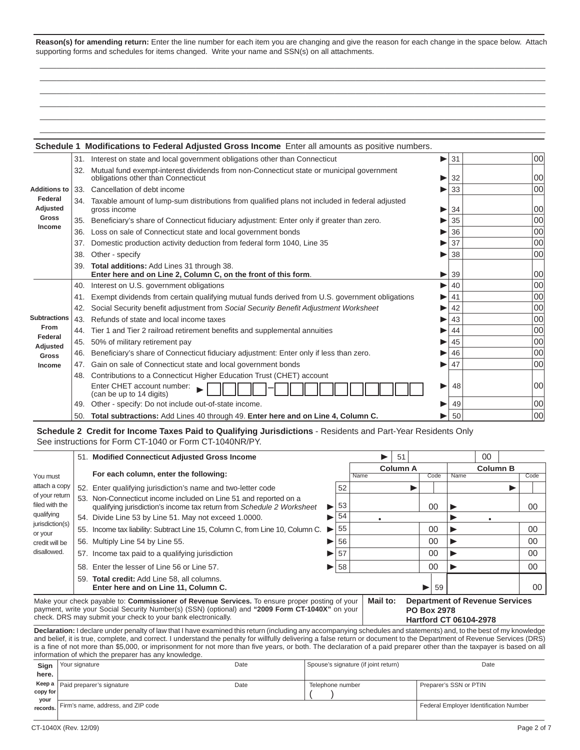**Reason(s) for amending return:** Enter the line number for each item you are changing and give the reason for each change in the space below. Attach supporting forms and schedules for items changed. Write your name and SSN(s) on all attachments.

## Schedule 1 Modifications to Federal Adjusted Gross Income

Enter all amounts as positive numbers.

| | Line | Description | | Line No. | Amount |
|---|---|---|---|---|---|
| **Additions to Federal Adjusted Gross Income** | 31. | Interest on state and local government obligations other than Connecticut | ► | 31 | 00 |
| | 32. | Mutual fund exempt-interest dividends from non-Connecticut state or municipal government obligations other than Connecticut | ► | 32 | 00 |
| | 33. | Cancellation of debt income | ► | 33 | 00 |
| | 34. | Taxable amount of lump-sum distributions from qualified plans not included in federal adjusted gross income | ► | 34 | 00 |
| | 35. | Beneficiary's share of Connecticut fiduciary adjustment: Enter only if greater than zero. | ► | 35 | 00 |
| | 36. | Loss on sale of Connecticut state and local government bonds | ► | 36 | 00 |
| | 37. | Domestic production activity deduction from federal form 1040, Line 35 | ► | 37 | 00 |
| | 38. | Other - specify | ► | 38 | 00 |
| | 39. | **Total additions:** Add Lines 31 through 38. **Enter here and on Line 2, Column C, on the front of this form**. | ► | 39 | 00 |
| **Subtractions From Federal Adjusted Gross Income** | 40. | Interest on U.S. government obligations | ► | 40 | 00 |
| | 41. | Exempt dividends from certain qualifying mutual funds derived from U.S. government obligations | ► | 41 | 00 |
| | 42. | Social Security benefit adjustment from *Social Security Benefit Adjustment Worksheet* | ► | 42 | 00 |
| | 43. | Refunds of state and local income taxes | ► | 43 | 00 |
| | 44. | Tier 1 and Tier 2 railroad retirement benefits and supplemental annuities | ► | 44 | 00 |
| | 45. | 50% of military retirement pay | ► | 45 | 00 |
| | 46. | Beneficiary's share of Connecticut fiduciary adjustment: Enter only if less than zero. | ► | 46 | 00 |
| | 47. | Gain on sale of Connecticut state and local government bonds | ► | 47 | 00 |
| | 48. | Contributions to a Connecticut Higher Education Trust (CHET) account. Enter CHET account number: (can be up to 14 digits) ► \_\_\_\_\_ – \_\_\_\_\_\_\_\_\_ | ► | 48 | 00 |
| | 49. | Other - specify: Do not include out-of-state income. | ► | 49 | 00 |
| | 50. | **Total subtractions:** Add Lines 40 through 49. **Enter here and on Line 4, Column C.** | ► | 50 | 00 |

## Schedule 2 Credit for Income Taxes Paid to Qualifying Jurisdictions - Residents and Part-Year Residents Only

See instructions for Form CT-1040 or Form CT-1040NR/PY.

You must attach a copy of your return filed with the qualifying jurisdiction(s) or your credit will be disallowed.

| Line | Description | Line No. | Column A Name | Column A Code | Column B Name | Column B Code |
|---|---|---|---|---|---|---|
| 51. | **Modified Connecticut Adjusted Gross Income** | ► 51 | 00 | | | |
| | **For each column, enter the following:** | | | | | |
| 52. | Enter qualifying jurisdiction's name and two-letter code | 52 | ► | | ► | |
| 53. | Non-Connecticut income included on Line 51 and reported on a qualifying jurisdiction's income tax return from *Schedule 2 Worksheet* | ► 53 | 00 | | ► 00 | |
| 54. | Divide Line 53 by Line 51. May not exceed 1.0000. | ► 54 | • | | ► • | |
| 55. | Income tax liability: Subtract Line 15, Column C, from Line 10, Column C. | ► 55 | 00 | | ► 00 | |
| 56. | Multiply Line 54 by Line 55. | ► 56 | 00 | | ► 00 | |
| 57. | Income tax paid to a qualifying jurisdiction | ► 57 | 00 | | ► 00 | |
| 58. | Enter the lesser of Line 56 or Line 57. | ► 58 | 00 | | ► 00 | |
| 59. | **Total credit:** Add Line 58, all columns. **Enter here and on Line 11, Column C.** | ► 59 | | | 00 | |

Make your check payable to: **Commissioner of Revenue Services.** To ensure proper posting of your payment, write your Social Security Number(s) (SSN) (optional) and **"2009 Form CT-1040X"** on your check. DRS may submit your check to your bank electronically.

**Mail to: Department of Revenue Services**
**PO Box 2978**
**Hartford CT 06104-2978**

**Declaration:** I declare under penalty of law that I have examined this return (including any accompanying schedules and statements) and, to the best of my knowledge and belief, it is true, complete, and correct. I understand the penalty for willfully delivering a false return or document to the Department of Revenue Services (DRS) is a fine of not more than $5,000, or imprisonment for not more than five years, or both. The declaration of a paid preparer other than the taxpayer is based on all information of which the preparer has any knowledge.

| **Sign here.** | Your signature | Date | Spouse's signature (if joint return) | Date |
|---|---|---|---|---|
| **Keep a copy for your records.** | Paid preparer's signature | Date | Telephone number ( ) | Preparer's SSN or PTIN |
| | Firm's name, address, and ZIP code | | | Federal Employer Identification Number |

CT-1040X (Rev. 12/09)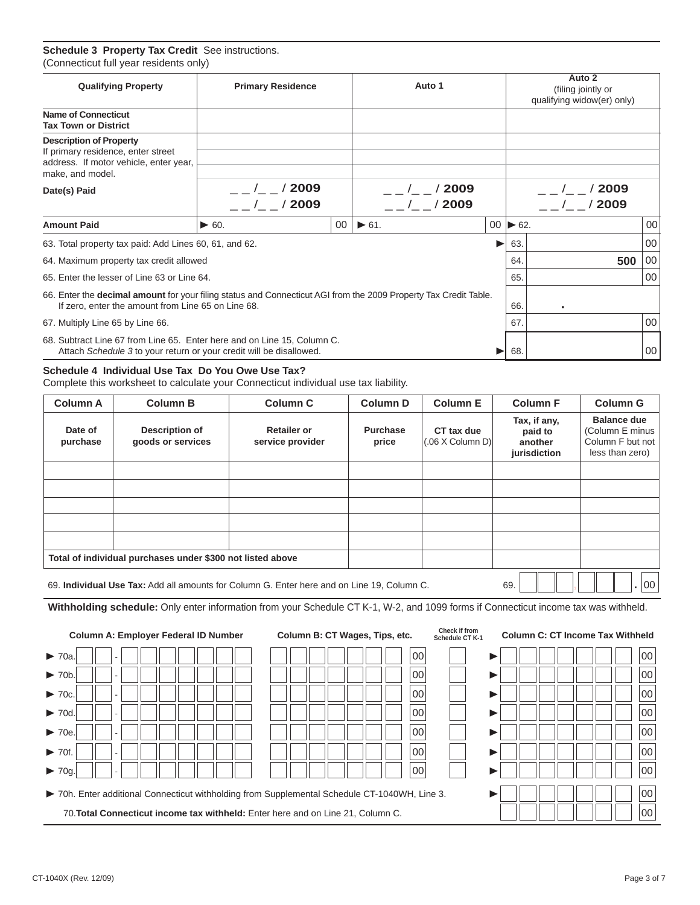### Schedule 3 Property Tax Credit  See instructions.

(Connecticut full year residents only)

| Qualifying Property | Primary Residence | Auto 1 | Auto 2 (filing jointly or qualifying widow(er) only) |
|---|---|---|---|
| **Name of Connecticut Tax Town or District** | | | |
| **Description of Property** If primary residence, enter street address. If motor vehicle, enter year, make, and model. | | | |
| **Date(s) Paid** | _ _ /_ _ / 2009<br>_ _ /_ _ / 2009 | _ _ /_ _ / 2009<br>_ _ /_ _ / 2009 | _ _ /_ _ / 2009<br>_ _ /_ _ / 2009 |
| **Amount Paid** | ► 60. 00 | ► 61. 00 | ► 62. 00 |

| | | |
|---|---|---|
| 63. Total property tax paid: Add Lines 60, 61, and 62. | ► 63. | 00 |
| 64. Maximum property tax credit allowed | 64. | 500 00 |
| 65. Enter the lesser of Line 63 or Line 64. | 65. | 00 |
| 66. Enter the **decimal amount** for your filing status and Connecticut AGI from the 2009 Property Tax Credit Table. If zero, enter the amount from Line 65 on Line 68. | 66. | . |
| 67. Multiply Line 65 by Line 66. | 67. | 00 |
| 68. Subtract Line 67 from Line 65. Enter here and on Line 15, Column C. Attach *Schedule 3* to your return or your credit will be disallowed. | ► 68. | 00 |

### Schedule 4 Individual Use Tax  Do You Owe Use Tax?

Complete this worksheet to calculate your Connecticut individual use tax liability.

| Column A | Column B | Column C | Column D | Column E | Column F | Column G |
|---|---|---|---|---|---|---|
| **Date of purchase** | **Description of goods or services** | **Retailer or service provider** | **Purchase price** | **CT tax due** (.06 X Column D) | **Tax, if any, paid to another jurisdiction** | **Balance due** (Column E minus Column F but not less than zero) |
| | | | | | | |
| | | | | | | |
| | | | | | | |
| | | | | | | |
| | | | | | | |
| **Total of individual purchases under $300 not listed above** | | | | | | |

69. **Individual Use Tax:** Add all amounts for Column G. Enter here and on Line 19, Column C. 69. . 00

**Withholding schedule:** Only enter information from your Schedule CT K-1, W-2, and 1099 forms if Connecticut income tax was withheld.

| | Column A: Employer Federal ID Number | Column B: CT Wages, Tips, etc. | Check if from Schedule CT K-1 | Column C: CT Income Tax Withheld |
|---|---|---|---|---|
| ► 70a. | - | 00 | | ► 00 |
| ► 70b. | - | 00 | | ► 00 |
| ► 70c. | - | 00 | | ► 00 |
| ► 70d. | - | 00 | | ► 00 |
| ► 70e. | - | 00 | | ► 00 |
| ► 70f. | - | 00 | | ► 00 |
| ► 70g. | - | 00 | | ► 00 |

► 70h. Enter additional Connecticut withholding from Supplemental Schedule CT-1040WH, Line 3. ► 00

70. **Total Connecticut income tax withheld:** Enter here and on Line 21, Column C. 00

CT-1040X (Rev. 12/09)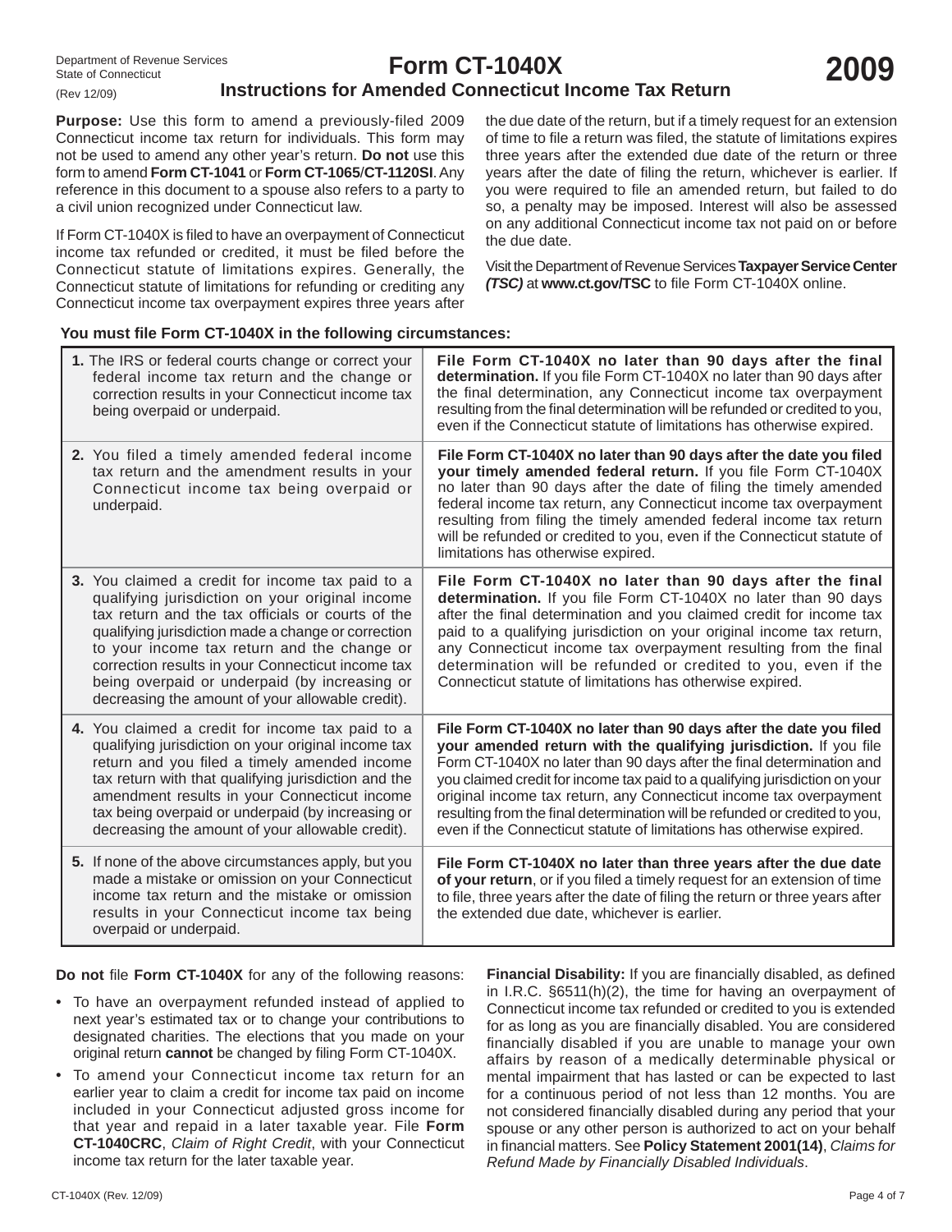Department of Revenue Services
State of Connecticut
(Rev 12/09)

# Form CT-1040X
## Instructions for Amended Connecticut Income Tax Return

**2009**

**Purpose:** Use this form to amend a previously-filed 2009 Connecticut income tax return for individuals. This form may not be used to amend any other year's return. **Do not** use this form to amend **Form CT-1041** or **Form CT-1065**/**CT-1120SI**. Any reference in this document to a spouse also refers to a party to a civil union recognized under Connecticut law.

If Form CT-1040X is filed to have an overpayment of Connecticut income tax refunded or credited, it must be filed before the Connecticut statute of limitations expires. Generally, the Connecticut statute of limitations for refunding or crediting any Connecticut income tax overpayment expires three years after the due date of the return, but if a timely request for an extension of time to file a return was filed, the statute of limitations expires three years after the extended due date of the return or three years after the date of filing the return, whichever is earlier. If you were required to file an amended return, but failed to do so, a penalty may be imposed. Interest will also be assessed on any additional Connecticut income tax not paid on or before the due date.

Visit the Department of Revenue Services **Taxpayer Service Center *(TSC)*** at **www.ct.gov/TSC** to file Form CT-1040X online.

**You must file Form CT-1040X in the following circumstances:**

| Circumstance | When to file |
|---|---|
| **1.** The IRS or federal courts change or correct your federal income tax return and the change or correction results in your Connecticut income tax being overpaid or underpaid. | **File Form CT-1040X no later than 90 days after the final determination.** If you file Form CT-1040X no later than 90 days after the final determination, any Connecticut income tax overpayment resulting from the final determination will be refunded or credited to you, even if the Connecticut statute of limitations has otherwise expired. |
| **2.** You filed a timely amended federal income tax return and the amendment results in your Connecticut income tax being overpaid or underpaid. | **File Form CT-1040X no later than 90 days after the date you filed your timely amended federal return.** If you file Form CT-1040X no later than 90 days after the date of filing the timely amended federal income tax return, any Connecticut income tax overpayment resulting from filing the timely amended federal income tax return will be refunded or credited to you, even if the Connecticut statute of limitations has otherwise expired. |
| **3.** You claimed a credit for income tax paid to a qualifying jurisdiction on your original income tax return and the tax officials or courts of the qualifying jurisdiction made a change or correction to your income tax return and the change or correction results in your Connecticut income tax being overpaid or underpaid (by increasing or decreasing the amount of your allowable credit). | **File Form CT-1040X no later than 90 days after the final determination.** If you file Form CT-1040X no later than 90 days after the final determination and you claimed credit for income tax paid to a qualifying jurisdiction on your original income tax return, any Connecticut income tax overpayment resulting from the final determination will be refunded or credited to you, even if the Connecticut statute of limitations has otherwise expired. |
| **4.** You claimed a credit for income tax paid to a qualifying jurisdiction on your original income tax return and you filed a timely amended income tax return with that qualifying jurisdiction and the amendment results in your Connecticut income tax being overpaid or underpaid (by increasing or decreasing the amount of your allowable credit). | **File Form CT-1040X no later than 90 days after the date you filed your amended return with the qualifying jurisdiction.** If you file Form CT-1040X no later than 90 days after the final determination and you claimed credit for income tax paid to a qualifying jurisdiction on your original income tax return, any Connecticut income tax overpayment resulting from the final determination will be refunded or credited to you, even if the Connecticut statute of limitations has otherwise expired. |
| **5.** If none of the above circumstances apply, but you made a mistake or omission on your Connecticut income tax return and the mistake or omission results in your Connecticut income tax being overpaid or underpaid. | **File Form CT-1040X no later than three years after the due date of your return**, or if you filed a timely request for an extension of time to file, three years after the date of filing the return or three years after the extended due date, whichever is earlier. |

**Do not** file **Form CT-1040X** for any of the following reasons:

- To have an overpayment refunded instead of applied to next year's estimated tax or to change your contributions to designated charities. The elections that you made on your original return **cannot** be changed by filing Form CT-1040X.
- To amend your Connecticut income tax return for an earlier year to claim a credit for income tax paid on income included in your Connecticut adjusted gross income for that year and repaid in a later taxable year. File **Form CT-1040CRC**, *Claim of Right Credit*, with your Connecticut income tax return for the later taxable year.

**Financial Disability:** If you are financially disabled, as defined in I.R.C. §6511(h)(2), the time for having an overpayment of Connecticut income tax refunded or credited to you is extended for as long as you are financially disabled. You are considered financially disabled if you are unable to manage your own affairs by reason of a medically determinable physical or mental impairment that has lasted or can be expected to last for a continuous period of not less than 12 months. You are not considered financially disabled during any period that your spouse or any other person is authorized to act on your behalf in financial matters. See **Policy Statement 2001(14)**, *Claims for Refund Made by Financially Disabled Individuals*.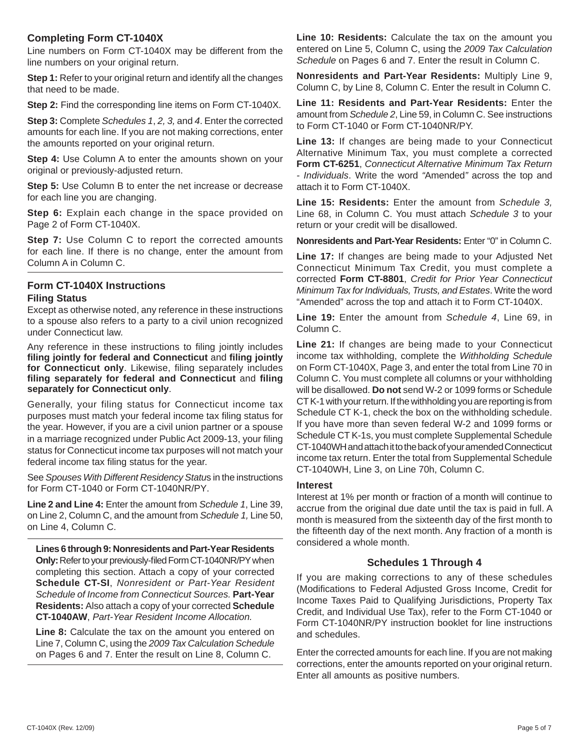## Completing Form CT-1040X

Line numbers on Form CT-1040X may be different from the line numbers on your original return.

**Step 1:** Refer to your original return and identify all the changes that need to be made.

**Step 2:** Find the corresponding line items on Form CT-1040X.

**Step 3:** Complete *Schedules 1*, *2, 3,* and *4*. Enter the corrected amounts for each line. If you are not making corrections, enter the amounts reported on your original return.

**Step 4:** Use Column A to enter the amounts shown on your original or previously-adjusted return.

**Step 5:** Use Column B to enter the net increase or decrease for each line you are changing.

**Step 6:** Explain each change in the space provided on Page 2 of Form CT-1040X.

**Step 7:** Use Column C to report the corrected amounts for each line. If there is no change, enter the amount from Column A in Column C.

## Form CT-1040X Instructions

### Filing Status

Except as otherwise noted, any reference in these instructions to a spouse also refers to a party to a civil union recognized under Connecticut law.

Any reference in these instructions to filing jointly includes **filing jointly for federal and Connecticut** and **filing jointly for Connecticut only**. Likewise, filing separately includes **filing separately for federal and Connecticut** and **filing separately for Connecticut only**.

Generally, your filing status for Connecticut income tax purposes must match your federal income tax filing status for the year. However, if you are a civil union partner or a spouse in a marriage recognized under Public Act 2009-13, your filing status for Connecticut income tax purposes will not match your federal income tax filing status for the year.

See *Spouses With Different Residency Status* in the instructions for Form CT-1040 or Form CT-1040NR/PY.

**Line 2 and Line 4:** Enter the amount from *Schedule 1*, Line 39, on Line 2, Column C, and the amount from *Schedule 1,* Line 50, on Line 4, Column C.

**Lines 6 through 9: Nonresidents and Part-Year Residents Only:** Refer to your previously-filed Form CT-1040NR/PY when completing this section. Attach a copy of your corrected **Schedule CT-SI**, *Nonresident or Part-Year Resident Schedule of Income from Connecticut Sources.* **Part-Year Residents:** Also attach a copy of your corrected **Schedule CT-1040AW**, *Part-Year Resident Income Allocation.*

**Line 8:** Calculate the tax on the amount you entered on Line 7, Column C, using the *2009 Tax Calculation Schedule* on Pages 6 and 7. Enter the result on Line 8, Column C.

**Line 10: Residents:** Calculate the tax on the amount you entered on Line 5, Column C, using the *2009 Tax Calculation Schedule* on Pages 6 and 7. Enter the result in Column C.

**Nonresidents and Part-Year Residents:** Multiply Line 9, Column C, by Line 8, Column C. Enter the result in Column C.

**Line 11: Residents and Part-Year Residents:** Enter the amount from *Schedule 2*, Line 59, in Column C. See instructions to Form CT-1040 or Form CT-1040NR/PY.

**Line 13:** If changes are being made to your Connecticut Alternative Minimum Tax, you must complete a corrected **Form CT-6251**, *Connecticut Alternative Minimum Tax Return - Individuals*. Write the word "Amended" across the top and attach it to Form CT-1040X.

**Line 15: Residents:** Enter the amount from *Schedule 3,* Line 68, in Column C. You must attach *Schedule 3* to your return or your credit will be disallowed.

**Nonresidents and Part-Year Residents:** Enter "0" in Column C.

**Line 17:** If changes are being made to your Adjusted Net Connecticut Minimum Tax Credit, you must complete a corrected **Form CT-8801**, *Credit for Prior Year Connecticut Minimum Tax for Individuals, Trusts, and Estates*. Write the word "Amended" across the top and attach it to Form CT-1040X.

**Line 19:** Enter the amount from *Schedule 4*, Line 69, in Column C.

**Line 21:** If changes are being made to your Connecticut income tax withholding, complete the *Withholding Schedule* on Form CT-1040X, Page 3, and enter the total from Line 70 in Column C. You must complete all columns or your withholding will be disallowed. **Do not** send W-2 or 1099 forms or Schedule CT K-1 with your return. If the withholding you are reporting is from Schedule CT K-1, check the box on the withholding schedule. If you have more than seven federal W-2 and 1099 forms or Schedule CT K-1s, you must complete Supplemental Schedule CT-1040WH and attach it to the back of your amended Connecticut income tax return. Enter the total from Supplemental Schedule CT-1040WH, Line 3, on Line 70h, Column C.

### Interest

Interest at 1% per month or fraction of a month will continue to accrue from the original due date until the tax is paid in full. A month is measured from the sixteenth day of the first month to the fifteenth day of the next month. Any fraction of a month is considered a whole month.

## Schedules 1 Through 4

If you are making corrections to any of these schedules (Modifications to Federal Adjusted Gross Income, Credit for Income Taxes Paid to Qualifying Jurisdictions, Property Tax Credit, and Individual Use Tax), refer to the Form CT-1040 or Form CT-1040NR/PY instruction booklet for line instructions and schedules.

Enter the corrected amounts for each line. If you are not making corrections, enter the amounts reported on your original return. Enter all amounts as positive numbers.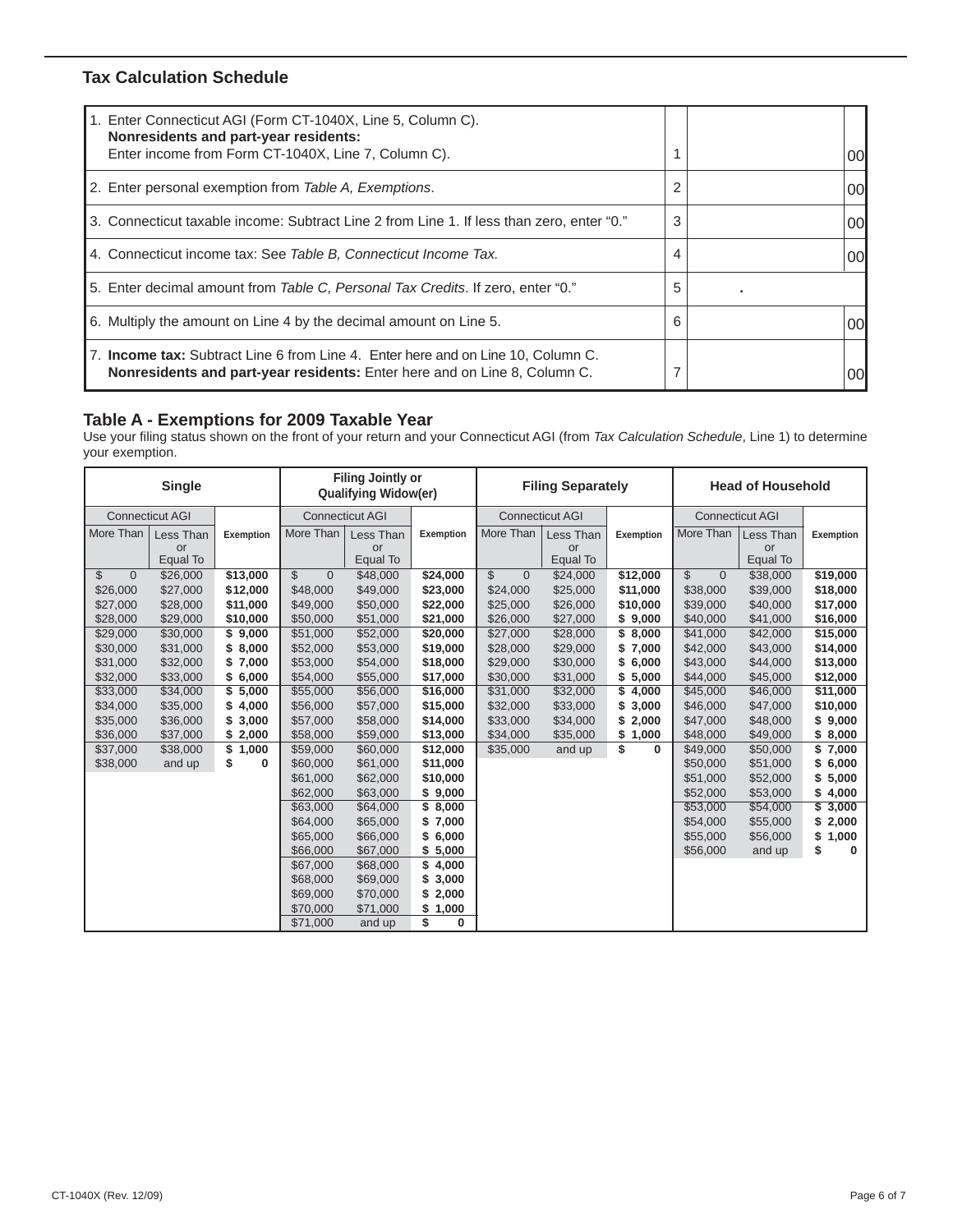## Tax Calculation Schedule

| | | | |
|---|---|---|---|
| 1. Enter Connecticut AGI (Form CT-1040X, Line 5, Column C). **Nonresidents and part-year residents:** Enter income from Form CT-1040X, Line 7, Column C). | 1 | | 00 |
| 2. Enter personal exemption from *Table A, Exemptions*. | 2 | | 00 |
| 3. Connecticut taxable income: Subtract Line 2 from Line 1. If less than zero, enter "0." | 3 | | 00 |
| 4. Connecticut income tax: See *Table B, Connecticut Income Tax.* | 4 | | 00 |
| 5. Enter decimal amount from *Table C, Personal Tax Credits*. If zero, enter "0." | 5 | . | |
| 6. Multiply the amount on Line 4 by the decimal amount on Line 5. | 6 | | 00 |
| 7. **Income tax:** Subtract Line 6 from Line 4. Enter here and on Line 10, Column C. **Nonresidents and part-year residents:** Enter here and on Line 8, Column C. | 7 | | 00 |

### Table A - Exemptions for 2009 Taxable Year

Use your filing status shown on the front of your return and your Connecticut AGI (from *Tax Calculation Schedule*, Line 1) to determine your exemption.

| Single | | | Filing Jointly or Qualifying Widow(er) | | | Filing Separately | | | Head of Household | | |
|---|---|---|---|---|---|---|---|---|---|---|---|
| Connecticut AGI | | | Connecticut AGI | | | Connecticut AGI | | | Connecticut AGI | | |
| More Than | Less Than or Equal To | Exemption | More Than | Less Than or Equal To | Exemption | More Than | Less Than or Equal To | Exemption | More Than | Less Than or Equal To | Exemption |
| $ 0 | $26,000 | **$13,000** | $ 0 | $48,000 | **$24,000** | $ 0 | $24,000 | **$12,000** | $ 0 | $38,000 | **$19,000** |
| $26,000 | $27,000 | **$12,000** | $48,000 | $49,000 | **$23,000** | $24,000 | $25,000 | **$11,000** | $38,000 | $39,000 | **$18,000** |
| $27,000 | $28,000 | **$11,000** | $49,000 | $50,000 | **$22,000** | $25,000 | $26,000 | **$10,000** | $39,000 | $40,000 | **$17,000** |
| $28,000 | $29,000 | **$10,000** | $50,000 | $51,000 | **$21,000** | $26,000 | $27,000 | **$ 9,000** | $40,000 | $41,000 | **$16,000** |
| $29,000 | $30,000 | **$ 9,000** | $51,000 | $52,000 | **$20,000** | $27,000 | $28,000 | **$ 8,000** | $41,000 | $42,000 | **$15,000** |
| $30,000 | $31,000 | **$ 8,000** | $52,000 | $53,000 | **$19,000** | $28,000 | $29,000 | **$ 7,000** | $42,000 | $43,000 | **$14,000** |
| $31,000 | $32,000 | **$ 7,000** | $53,000 | $54,000 | **$18,000** | $29,000 | $30,000 | **$ 6,000** | $43,000 | $44,000 | **$13,000** |
| $32,000 | $33,000 | **$ 6,000** | $54,000 | $55,000 | **$17,000** | $30,000 | $31,000 | **$ 5,000** | $44,000 | $45,000 | **$12,000** |
| $33,000 | $34,000 | **$ 5,000** | $55,000 | $56,000 | **$16,000** | $31,000 | $32,000 | **$ 4,000** | $45,000 | $46,000 | **$11,000** |
| $34,000 | $35,000 | **$ 4,000** | $56,000 | $57,000 | **$15,000** | $32,000 | $33,000 | **$ 3,000** | $46,000 | $47,000 | **$10,000** |
| $35,000 | $36,000 | **$ 3,000** | $57,000 | $58,000 | **$14,000** | $33,000 | $34,000 | **$ 2,000** | $47,000 | $48,000 | **$ 9,000** |
| $36,000 | $37,000 | **$ 2,000** | $58,000 | $59,000 | **$13,000** | $34,000 | $35,000 | **$ 1,000** | $48,000 | $49,000 | **$ 8,000** |
| $37,000 | $38,000 | **$ 1,000** | $59,000 | $60,000 | **$12,000** | $35,000 | and up | **$ 0** | $49,000 | $50,000 | **$ 7,000** |
| $38,000 | and up | **$ 0** | $60,000 | $61,000 | **$11,000** | | | | $50,000 | $51,000 | **$ 6,000** |
| | | | $61,000 | $62,000 | **$10,000** | | | | $51,000 | $52,000 | **$ 5,000** |
| | | | $62,000 | $63,000 | **$ 9,000** | | | | $52,000 | $53,000 | **$ 4,000** |
| | | | $63,000 | $64,000 | **$ 8,000** | | | | $53,000 | $54,000 | **$ 3,000** |
| | | | $64,000 | $65,000 | **$ 7,000** | | | | $54,000 | $55,000 | **$ 2,000** |
| | | | $65,000 | $66,000 | **$ 6,000** | | | | $55,000 | $56,000 | **$ 1,000** |
| | | | $66,000 | $67,000 | **$ 5,000** | | | | $56,000 | and up | **$ 0** |
| | | | $67,000 | $68,000 | **$ 4,000** | | | | | | |
| | | | $68,000 | $69,000 | **$ 3,000** | | | | | | |
| | | | $69,000 | $70,000 | **$ 2,000** | | | | | | |
| | | | $70,000 | $71,000 | **$ 1,000** | | | | | | |
| | | | $71,000 | and up | **$ 0** | | | | | | |

CT-1040X (Rev. 12/09)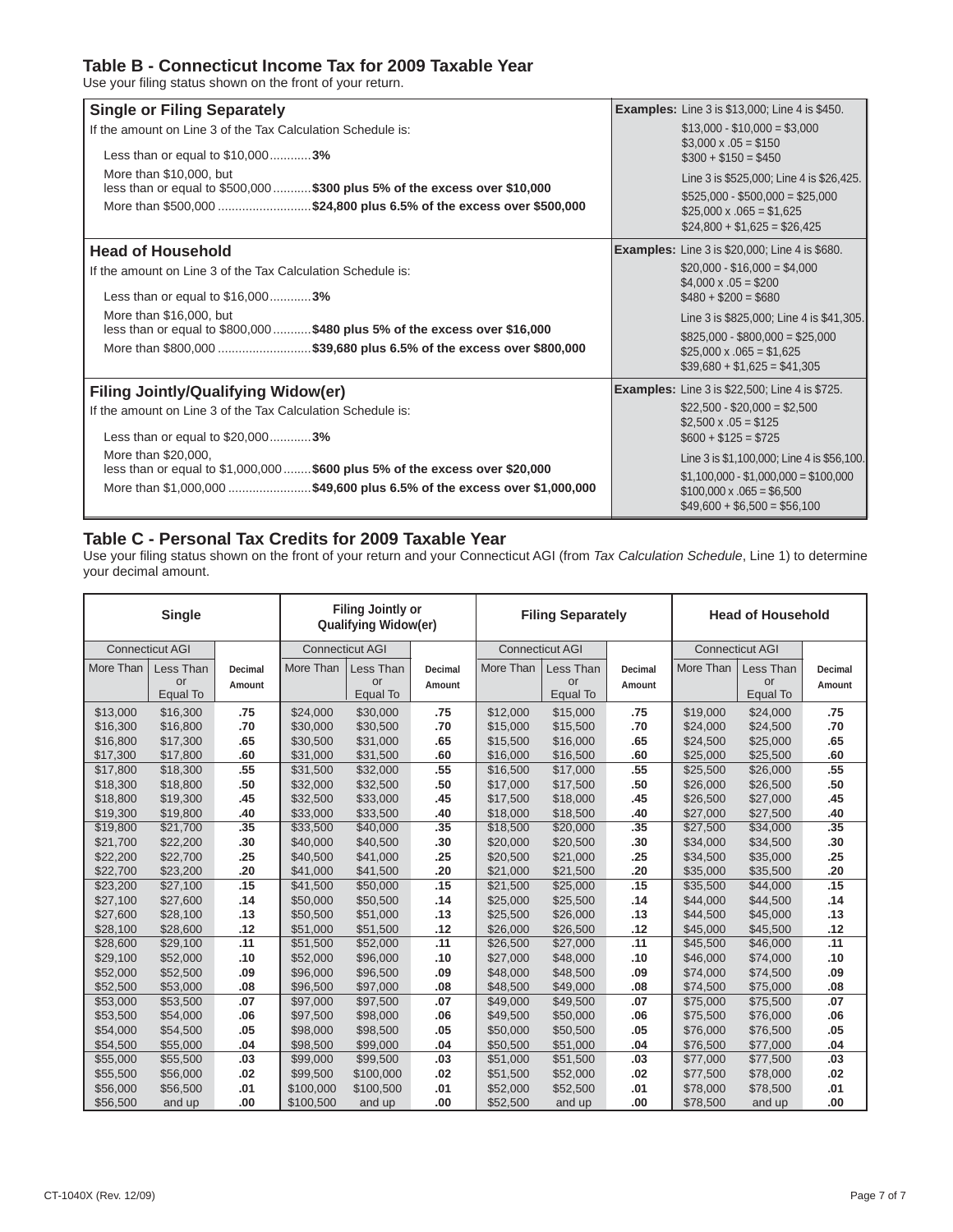## Table B - Connecticut Income Tax for 2009 Taxable Year

Use your filing status shown on the front of your return.

| | |
|---|---|
| **Single or Filing Separately**<br>If the amount on Line 3 of the Tax Calculation Schedule is:<br>Less than or equal to $10,000............**3%**<br>More than $10,000, but less than or equal to $500,000...........**$300 plus 5% of the excess over $10,000**<br>More than $500,000 ..........................**$24,800 plus 6.5% of the excess over $500,000** | **Examples:** Line 3 is $13,000; Line 4 is $450.<br>$13,000 - $10,000 = $3,000<br>$3,000 x .05 = $150<br>$300 + $150 = $450<br>Line 3 is $525,000; Line 4 is $26,425.<br>$525,000 - $500,000 = $25,000<br>$25,000 x .065 = $1,625<br>$24,800 + $1,625 = $26,425 |
| **Head of Household**<br>If the amount on Line 3 of the Tax Calculation Schedule is:<br>Less than or equal to $16,000............**3%**<br>More than $16,000, but less than or equal to $800,000...........**$480 plus 5% of the excess over $16,000**<br>More than $800,000 ..........................**$39,680 plus 6.5% of the excess over $800,000** | **Examples:** Line 3 is $20,000; Line 4 is $680.<br>$20,000 - $16,000 = $4,000<br>$4,000 x .05 = $200<br>$480 + $200 = $680<br>Line 3 is $825,000; Line 4 is $41,305.<br>$825,000 - $800,000 = $25,000<br>$25,000 x .065 = $1,625<br>$39,680 + $1,625 = $41,305 |
| **Filing Jointly/Qualifying Widow(er)**<br>If the amount on Line 3 of the Tax Calculation Schedule is:<br>Less than or equal to $20,000............**3%**<br>More than $20,000, less than or equal to $1,000,000........**$600 plus 5% of the excess over $20,000**<br>More than $1,000,000 ........................**$49,600 plus 6.5% of the excess over $1,000,000** | **Examples:** Line 3 is $22,500; Line 4 is $725.<br>$22,500 - $20,000 = $2,500<br>$2,500 x .05 = $125<br>$600 + $125 = $725<br>Line 3 is $1,100,000; Line 4 is $56,100.<br>$1,100,000 - $1,000,000 = $100,000<br>$100,000 x .065 = $6,500<br>$49,600 + $6,500 = $56,100 |

## Table C - Personal Tax Credits for 2009 Taxable Year

Use your filing status shown on the front of your return and your Connecticut AGI (from *Tax Calculation Schedule*, Line 1) to determine your decimal amount.

| Single | | | Filing Jointly or Qualifying Widow(er) | | | Filing Separately | | | Head of Household | | |
|---|---|---|---|---|---|---|---|---|---|---|---|
| Connecticut AGI | | | Connecticut AGI | | | Connecticut AGI | | | Connecticut AGI | | |
| More Than | Less Than or Equal To | Decimal Amount | More Than | Less Than or Equal To | Decimal Amount | More Than | Less Than or Equal To | Decimal Amount | More Than | Less Than or Equal To | Decimal Amount |
| $13,000 | $16,300 | .75 | $24,000 | $30,000 | .75 | $12,000 | $15,000 | .75 | $19,000 | $24,000 | .75 |
| $16,300 | $16,800 | .70 | $30,000 | $30,500 | .70 | $15,000 | $15,500 | .70 | $24,000 | $24,500 | .70 |
| $16,800 | $17,300 | .65 | $30,500 | $31,000 | .65 | $15,500 | $16,000 | .65 | $24,500 | $25,000 | .65 |
| $17,300 | $17,800 | .60 | $31,000 | $31,500 | .60 | $16,000 | $16,500 | .60 | $25,000 | $25,500 | .60 |
| $17,800 | $18,300 | .55 | $31,500 | $32,000 | .55 | $16,500 | $17,000 | .55 | $25,500 | $26,000 | .55 |
| $18,300 | $18,800 | .50 | $32,000 | $32,500 | .50 | $17,000 | $17,500 | .50 | $26,000 | $26,500 | .50 |
| $18,800 | $19,300 | .45 | $32,500 | $33,000 | .45 | $17,500 | $18,000 | .45 | $26,500 | $27,000 | .45 |
| $19,300 | $19,800 | .40 | $33,000 | $33,500 | .40 | $18,000 | $18,500 | .40 | $27,000 | $27,500 | .40 |
| $19,800 | $21,700 | .35 | $33,500 | $40,000 | .35 | $18,500 | $20,000 | .35 | $27,500 | $34,000 | .35 |
| $21,700 | $22,200 | .30 | $40,000 | $40,500 | .30 | $20,000 | $20,500 | .30 | $34,000 | $34,500 | .30 |
| $22,200 | $22,700 | .25 | $40,500 | $41,000 | .25 | $20,500 | $21,000 | .25 | $34,500 | $35,000 | .25 |
| $22,700 | $23,200 | .20 | $41,000 | $41,500 | .20 | $21,000 | $21,500 | .20 | $35,000 | $35,500 | .20 |
| $23,200 | $27,100 | .15 | $41,500 | $50,000 | .15 | $21,500 | $25,000 | .15 | $35,500 | $44,000 | .15 |
| $27,100 | $27,600 | .14 | $50,000 | $50,500 | .14 | $25,000 | $25,500 | .14 | $44,000 | $44,500 | .14 |
| $27,600 | $28,100 | .13 | $50,500 | $51,000 | .13 | $25,500 | $26,000 | .13 | $44,500 | $45,000 | .13 |
| $28,100 | $28,600 | .12 | $51,000 | $51,500 | .12 | $26,000 | $26,500 | .12 | $45,000 | $45,500 | .12 |
| $28,600 | $29,100 | .11 | $51,500 | $52,000 | .11 | $26,500 | $27,000 | .11 | $45,500 | $46,000 | .11 |
| $29,100 | $52,000 | .10 | $52,000 | $96,000 | .10 | $27,000 | $48,000 | .10 | $46,000 | $74,000 | .10 |
| $52,000 | $52,500 | .09 | $96,000 | $96,500 | .09 | $48,000 | $48,500 | .09 | $74,000 | $74,500 | .09 |
| $52,500 | $53,000 | .08 | $96,500 | $97,000 | .08 | $48,500 | $49,000 | .08 | $74,500 | $75,000 | .08 |
| $53,000 | $53,500 | .07 | $97,000 | $97,500 | .07 | $49,000 | $49,500 | .07 | $75,000 | $75,500 | .07 |
| $53,500 | $54,000 | .06 | $97,500 | $98,000 | .06 | $49,500 | $50,000 | .06 | $75,500 | $76,000 | .06 |
| $54,000 | $54,500 | .05 | $98,000 | $98,500 | .05 | $50,000 | $50,500 | .05 | $76,000 | $76,500 | .05 |
| $54,500 | $55,000 | .04 | $98,500 | $99,000 | .04 | $50,500 | $51,000 | .04 | $76,500 | $77,000 | .04 |
| $55,000 | $55,500 | .03 | $99,000 | $99,500 | .03 | $51,000 | $51,500 | .03 | $77,000 | $77,500 | .03 |
| $55,500 | $56,000 | .02 | $99,500 | $100,000 | .02 | $51,500 | $52,000 | .02 | $77,500 | $78,000 | .02 |
| $56,000 | $56,500 | .01 | $100,000 | $100,500 | .01 | $52,000 | $52,500 | .01 | $78,000 | $78,500 | .01 |
| $56,500 | and up | .00 | $100,500 | and up | .00 | $52,500 | and up | .00 | $78,500 | and up | .00 |

CT-1040X (Rev. 12/09)